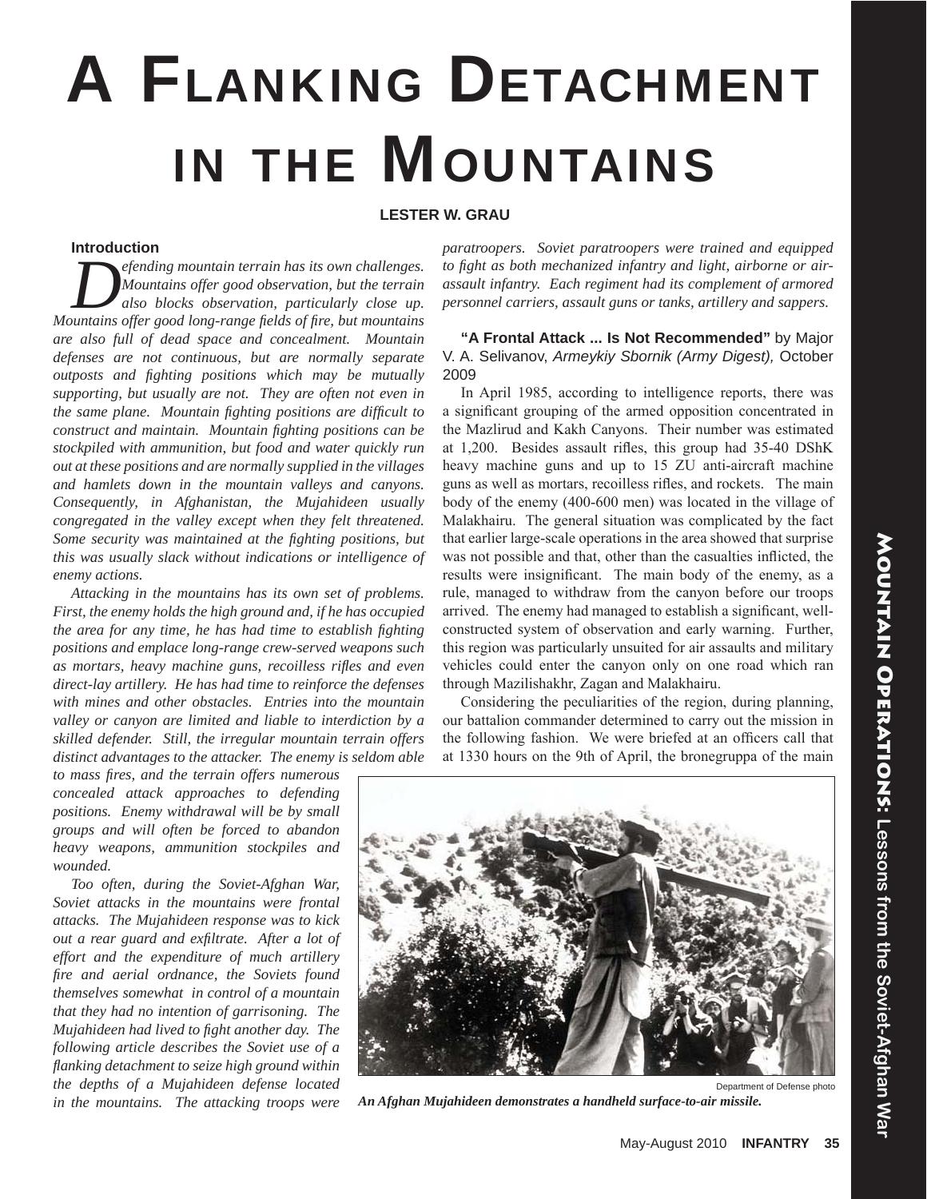# A Flanking Detachment in the Mountains

**LESTER W. GRAU**

## Introduction

*Defending mountain terrain has its own challenges. Mountains offer good observation, but the terrain also blocks observation, particularly close up. Mountains offer good long-range fields of fire, but mountains are also full of dead space and concealment. Mountain defenses are not continuous, but are normally separate outposts and fighting positions which may be mutually supporting, but usually are not. They are often not even in the same plane. Mountain fighting positions are difficult to construct and maintain. Mountain fighting positions can be stockpiled with ammunition, but food and water quickly run out at these positions and are normally supplied in the villages and hamlets down in the mountain valleys and canyons. Consequently, in Afghanistan, the Mujahideen usually congregated in the valley except when they felt threatened. Some security was maintained at the fighting positions, but this was usually slack without indications or intelligence of enemy actions.*

*Attacking in the mountains has its own set of problems. First, the enemy holds the high ground and, if he has occupied the area for any time, he has had time to establish fighting positions and emplace long-range crew-served weapons such as mortars, heavy machine guns, recoilless rifles and even direct-lay artillery. He has had time to reinforce the defenses with mines and other obstacles. Entries into the mountain valley or canyon are limited and liable to interdiction by a skilled defender. Still, the irregular mountain terrain offers distinct advantages to the attacker. The enemy is seldom able to mass fires, and the terrain offers numerous concealed attack approaches to defending positions. Enemy withdrawal will be by small groups and will often be forced to abandon heavy weapons, ammunition stockpiles and wounded.*

*Too often, during the Soviet-Afghan War, Soviet attacks in the mountains were frontal attacks. The Mujahideen response was to kick out a rear guard and exfiltrate. After a lot of effort and the expenditure of much artillery fire and aerial ordnance, the Soviets found themselves somewhat in control of a mountain that they had no intention of garrisoning. The Mujahideen had lived to fight another day. The following article describes the Soviet use of a flanking detachment to seize high ground within the depths of a Mujahideen defense located in the mountains. The attacking troops were paratroopers. Soviet paratroopers were trained and equipped to fight as both mechanized infantry and light, airborne or air-assault infantry. Each regiment had its complement of armored personnel carriers, assault guns or tanks, artillery and sappers.*

**"A Frontal Attack ... Is Not Recommended"** by Major V. A. Selivanov, *Armeykiy Sbornik (Army Digest),* October 2009

In April 1985, according to intelligence reports, there was a significant grouping of the armed opposition concentrated in the Mazlirud and Kakh Canyons. Their number was estimated at 1,200. Besides assault rifles, this group had 35-40 DShK heavy machine guns and up to 15 ZU anti-aircraft machine guns as well as mortars, recoilless rifles, and rockets. The main body of the enemy (400-600 men) was located in the village of Malakhairu. The general situation was complicated by the fact that earlier large-scale operations in the area showed that surprise was not possible and that, other than the casualties inflicted, the results were insignificant. The main body of the enemy, as a rule, managed to withdraw from the canyon before our troops arrived. The enemy had managed to establish a significant, well-constructed system of observation and early warning. Further, this region was particularly unsuited for air assaults and military vehicles could enter the canyon only on one road which ran through Mazilishakhr, Zagan and Malakhairu.

Considering the peculiarities of the region, during planning, our battalion commander determined to carry out the mission in the following fashion. We were briefed at an officers call that at 1330 hours on the 9th of April, the bronegruppa of the main

Department of Defense photo

*An Afghan Mujahideen demonstrates a handheld surface-to-air missile.*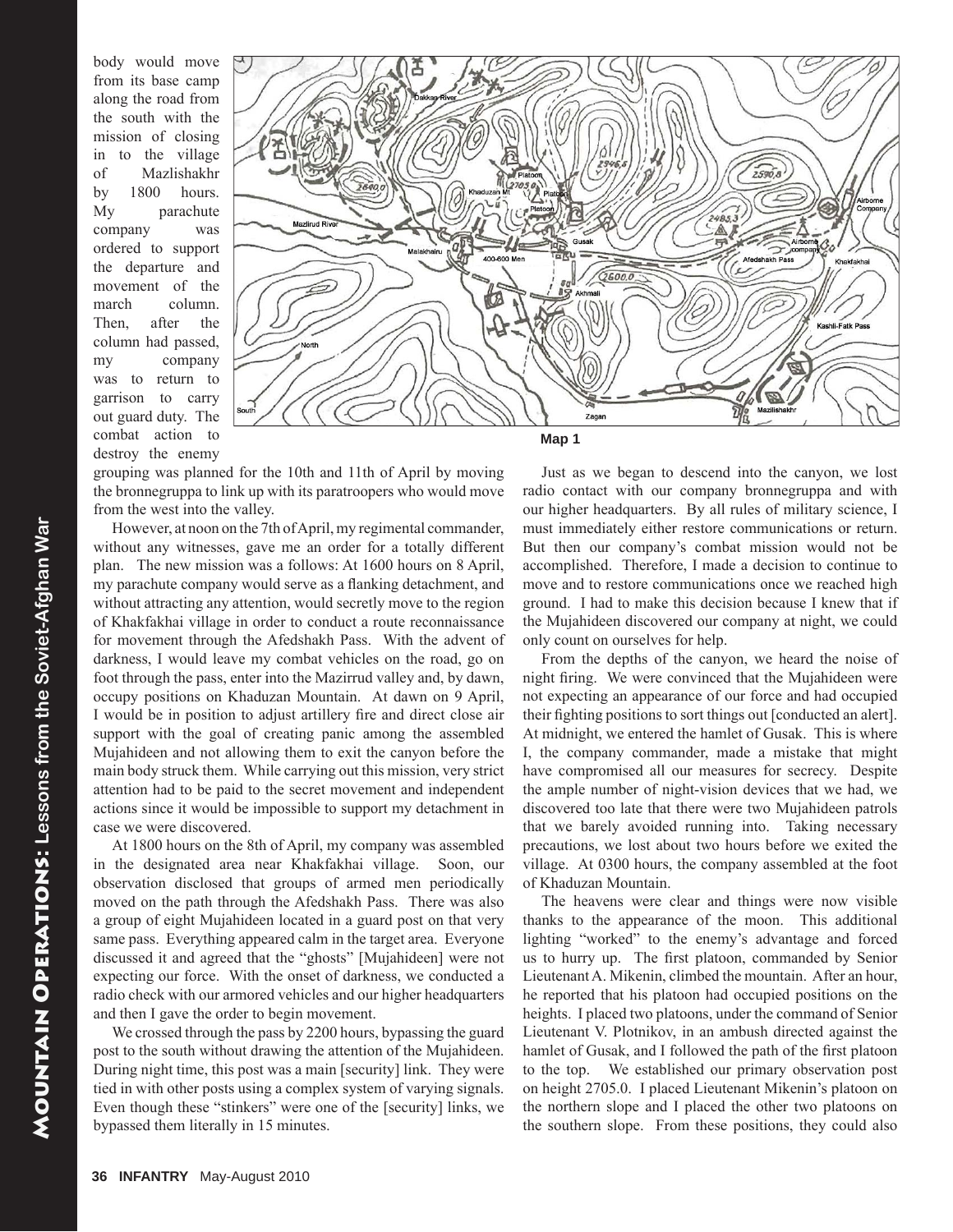body would move from its base camp along the road from the south with the mission of closing in to the village of Mazlishakhr by 1800 hours. My parachute company was ordered to support the departure and movement of the march column. Then, after the column had passed, my company was to return to garrison to carry out guard duty. The combat action to destroy the enemy grouping was planned for the 10th and 11th of April by moving the bronnegruppa to link up with its paratroopers who would move from the west into the valley.

Map 1

However, at noon on the 7th of April, my regimental commander, without any witnesses, gave me an order for a totally different plan. The new mission was a follows: At 1600 hours on 8 April, my parachute company would serve as a flanking detachment, and without attracting any attention, would secretly move to the region of Khakfakhai village in order to conduct a route reconnaissance for movement through the Afedshakh Pass. With the advent of darkness, I would leave my combat vehicles on the road, go on foot through the pass, enter into the Mazirrud valley and, by dawn, occupy positions on Khaduzan Mountain. At dawn on 9 April, I would be in position to adjust artillery fire and direct close air support with the goal of creating panic among the assembled Mujahideen and not allowing them to exit the canyon before the main body struck them. While carrying out this mission, very strict attention had to be paid to the secret movement and independent actions since it would be impossible to support my detachment in case we were discovered.

At 1800 hours on the 8th of April, my company was assembled in the designated area near Khakfakhai village. Soon, our observation disclosed that groups of armed men periodically moved on the path through the Afedshakh Pass. There was also a group of eight Mujahideen located in a guard post on that very same pass. Everything appeared calm in the target area. Everyone discussed it and agreed that the "ghosts" [Mujahideen] were not expecting our force. With the onset of darkness, we conducted a radio check with our armored vehicles and our higher headquarters and then I gave the order to begin movement.

We crossed through the pass by 2200 hours, bypassing the guard post to the south without drawing the attention of the Mujahideen. During night time, this post was a main [security] link. They were tied in with other posts using a complex system of varying signals. Even though these "stinkers" were one of the [security] links, we bypassed them literally in 15 minutes.

Just as we began to descend into the canyon, we lost radio contact with our company bronnegruppa and with our higher headquarters. By all rules of military science, I must immediately either restore communications or return. But then our company's combat mission would not be accomplished. Therefore, I made a decision to continue to move and to restore communications once we reached high ground. I had to make this decision because I knew that if the Mujahideen discovered our company at night, we could only count on ourselves for help.

From the depths of the canyon, we heard the noise of night firing. We were convinced that the Mujahideen were not expecting an appearance of our force and had occupied their fighting positions to sort things out [conducted an alert]. At midnight, we entered the hamlet of Gusak. This is where I, the company commander, made a mistake that might have compromised all our measures for secrecy. Despite the ample number of night-vision devices that we had, we discovered too late that there were two Mujahideen patrols that we barely avoided running into. Taking necessary precautions, we lost about two hours before we exited the village. At 0300 hours, the company assembled at the foot of Khaduzan Mountain.

The heavens were clear and things were now visible thanks to the appearance of the moon. This additional lighting "worked" to the enemy's advantage and forced us to hurry up. The first platoon, commanded by Senior Lieutenant A. Mikenin, climbed the mountain. After an hour, he reported that his platoon had occupied positions on the heights. I placed two platoons, under the command of Senior Lieutenant V. Plotnikov, in an ambush directed against the hamlet of Gusak, and I followed the path of the first platoon to the top. We established our primary observation post on height 2705.0. I placed Lieutenant Mikenin's platoon on the northern slope and I placed the other two platoons on the southern slope. From these positions, they could also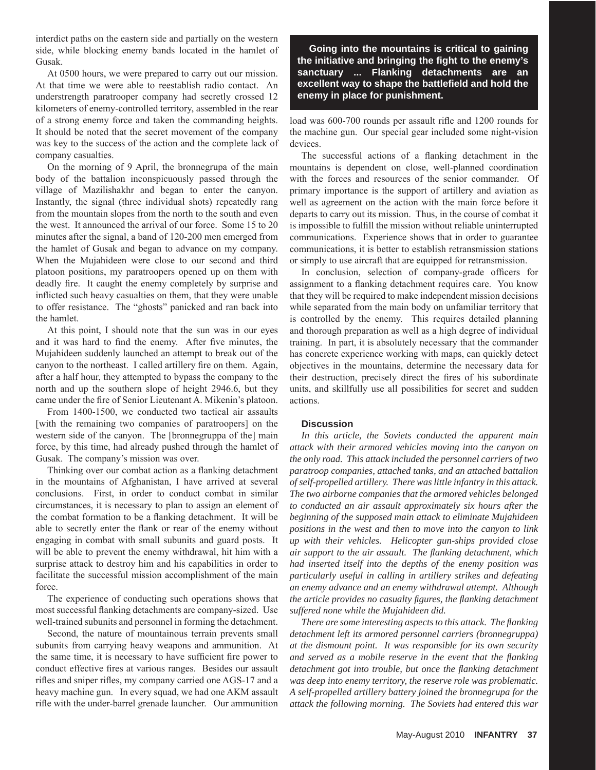interdict paths on the eastern side and partially on the western side, while blocking enemy bands located in the hamlet of Gusak.

At 0500 hours, we were prepared to carry out our mission. At that time we were able to reestablish radio contact. An understrength paratrooper company had secretly crossed 12 kilometers of enemy-controlled territory, assembled in the rear of a strong enemy force and taken the commanding heights. It should be noted that the secret movement of the company was key to the success of the action and the complete lack of company casualties.

On the morning of 9 April, the bronnegrupa of the main body of the battalion inconspicuously passed through the village of Mazilishakhr and began to enter the canyon. Instantly, the signal (three individual shots) repeatedly rang from the mountain slopes from the north to the south and even the west. It announced the arrival of our force. Some 15 to 20 minutes after the signal, a band of 120-200 men emerged from the hamlet of Gusak and began to advance on my company. When the Mujahideen were close to our second and third platoon positions, my paratroopers opened up on them with deadly fire. It caught the enemy completely by surprise and inflicted such heavy casualties on them, that they were unable to offer resistance. The "ghosts" panicked and ran back into the hamlet.

At this point, I should note that the sun was in our eyes and it was hard to find the enemy. After five minutes, the Mujahideen suddenly launched an attempt to break out of the canyon to the northeast. I called artillery fire on them. Again, after a half hour, they attempted to bypass the company to the north and up the southern slope of height 2946.6, but they came under the fire of Senior Lieutenant A. Mikenin's platoon.

From 1400-1500, we conducted two tactical air assaults [with the remaining two companies of paratroopers] on the western side of the canyon. The [bronnegruppa of the] main force, by this time, had already pushed through the hamlet of Gusak. The company's mission was over.

Thinking over our combat action as a flanking detachment in the mountains of Afghanistan, I have arrived at several conclusions. First, in order to conduct combat in similar circumstances, it is necessary to plan to assign an element of the combat formation to be a flanking detachment. It will be able to secretly enter the flank or rear of the enemy without engaging in combat with small subunits and guard posts. It will be able to prevent the enemy withdrawal, hit him with a surprise attack to destroy him and his capabilities in order to facilitate the successful mission accomplishment of the main force.

The experience of conducting such operations shows that most successful flanking detachments are company-sized. Use well-trained subunits and personnel in forming the detachment.

Second, the nature of mountainous terrain prevents small subunits from carrying heavy weapons and ammunition. At the same time, it is necessary to have sufficient fire power to conduct effective fires at various ranges. Besides our assault rifles and sniper rifles, my company carried one AGS-17 and a heavy machine gun. In every squad, we had one AKM assault rifle with the under-barrel grenade launcher. Our ammunition load was 600-700 rounds per assault rifle and 1200 rounds for the machine gun. Our special gear included some night-vision devices.

> **Going into the mountains is critical to gaining the initiative and bringing the fight to the enemy's sanctuary ... Flanking detachments are an excellent way to shape the battlefield and hold the enemy in place for punishment.**

The successful actions of a flanking detachment in the mountains is dependent on close, well-planned coordination with the forces and resources of the senior commander. Of primary importance is the support of artillery and aviation as well as agreement on the action with the main force before it departs to carry out its mission. Thus, in the course of combat it is impossible to fulfill the mission without reliable uninterrupted communications. Experience shows that in order to guarantee communications, it is better to establish retransmission stations or simply to use aircraft that are equipped for retransmission.

In conclusion, selection of company-grade officers for assignment to a flanking detachment requires care. You know that they will be required to make independent mission decisions while separated from the main body on unfamiliar territory that is controlled by the enemy. This requires detailed planning and thorough preparation as well as a high degree of individual training. In part, it is absolutely necessary that the commander has concrete experience working with maps, can quickly detect objectives in the mountains, determine the necessary data for their destruction, precisely direct the fires of his subordinate units, and skillfully use all possibilities for secret and sudden actions.

### Discussion

*In this article, the Soviets conducted the apparent main attack with their armored vehicles moving into the canyon on the only road. This attack included the personnel carriers of two paratroop companies, attached tanks, and an attached battalion of self-propelled artillery. There was little infantry in this attack. The two airborne companies that the armored vehicles belonged to conducted an air assault approximately six hours after the beginning of the supposed main attack to eliminate Mujahideen positions in the west and then to move into the canyon to link up with their vehicles. Helicopter gun-ships provided close air support to the air assault. The flanking detachment, which had inserted itself into the depths of the enemy position was particularly useful in calling in artillery strikes and defeating an enemy advance and an enemy withdrawal attempt. Although the article provides no casualty figures, the flanking detachment suffered none while the Mujahideen did.*

*There are some interesting aspects to this attack. The flanking detachment left its armored personnel carriers (bronnegruppa) at the dismount point. It was responsible for its own security and served as a mobile reserve in the event that the flanking detachment got into trouble, but once the flanking detachment was deep into enemy territory, the reserve role was problematic. A self-propelled artillery battery joined the bronnegrupa for the attack the following morning. The Soviets had entered this war*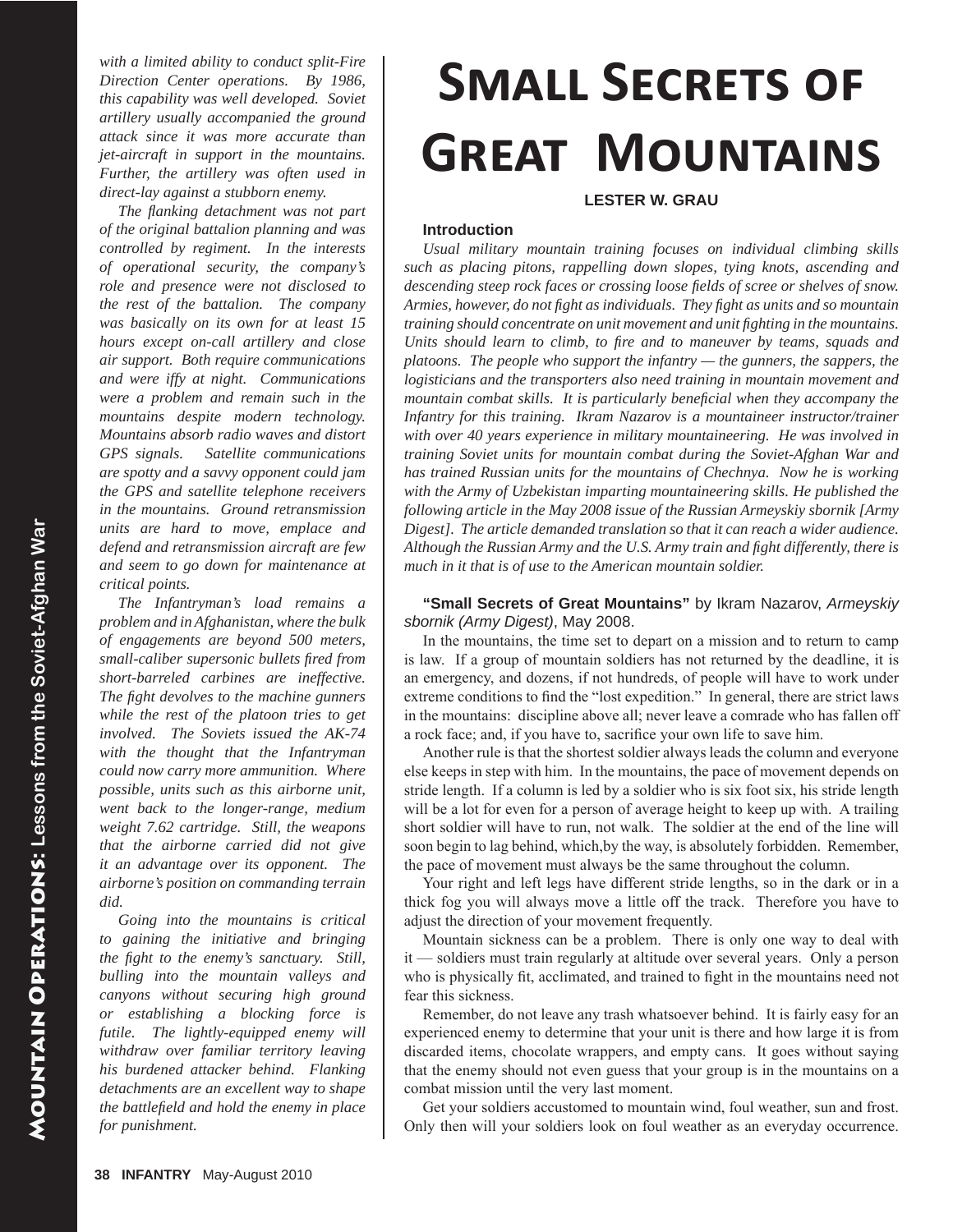*with a limited ability to conduct split-Fire Direction Center operations. By 1986, this capability was well developed. Soviet artillery usually accompanied the ground attack since it was more accurate than jet-aircraft in support in the mountains. Further, the artillery was often used in direct-lay against a stubborn enemy.*

*The flanking detachment was not part of the original battalion planning and was controlled by regiment. In the interests of operational security, the company's role and presence were not disclosed to the rest of the battalion. The company was basically on its own for at least 15 hours except on-call artillery and close air support. Both require communications and were iffy at night. Communications were a problem and remain such in the mountains despite modern technology. Mountains absorb radio waves and distort GPS signals. Satellite communications are spotty and a savvy opponent could jam the GPS and satellite telephone receivers in the mountains. Ground retransmission units are hard to move, emplace and defend and retransmission aircraft are few and seem to go down for maintenance at critical points.*

*The Infantryman's load remains a problem and in Afghanistan, where the bulk of engagements are beyond 500 meters, small-caliber supersonic bullets fired from short-barreled carbines are ineffective. The fight devolves to the machine gunners while the rest of the platoon tries to get involved. The Soviets issued the AK-74 with the thought that the Infantryman could now carry more ammunition. Where possible, units such as this airborne unit, went back to the longer-range, medium weight 7.62 cartridge. Still, the weapons that the airborne carried did not give it an advantage over its opponent. The airborne's position on commanding terrain did.*

*Going into the mountains is critical to gaining the initiative and bringing the fight to the enemy's sanctuary. Still, bulling into the mountain valleys and canyons without securing high ground or establishing a blocking force is futile. The lightly-equipped enemy will withdraw over familiar territory leaving his burdened attacker behind. Flanking detachments are an excellent way to shape the battlefield and hold the enemy in place for punishment.*

# Small Secrets of Great Mountains

**LESTER W. GRAU**

## Introduction

*Usual military mountain training focuses on individual climbing skills such as placing pitons, rappelling down slopes, tying knots, ascending and descending steep rock faces or crossing loose fields of scree or shelves of snow. Armies, however, do not fight as individuals. They fight as units and so mountain training should concentrate on unit movement and unit fighting in the mountains. Units should learn to climb, to fire and to maneuver by teams, squads and platoons. The people who support the infantry — the gunners, the sappers, the logisticians and the transporters also need training in mountain movement and mountain combat skills. It is particularly beneficial when they accompany the Infantry for this training. Ikram Nazarov is a mountaineer instructor/trainer with over 40 years experience in military mountaineering. He was involved in training Soviet units for mountain combat during the Soviet-Afghan War and has trained Russian units for the mountains of Chechnya. Now he is working with the Army of Uzbekistan imparting mountaineering skills. He published the following article in the May 2008 issue of the Russian Armeyskiy sbornik [Army Digest]. The article demanded translation so that it can reach a wider audience. Although the Russian Army and the U.S. Army train and fight differently, there is much in it that is of use to the American mountain soldier.*

**"Small Secrets of Great Mountains"** by Ikram Nazarov, *Armeyskiy sbornik (Army Digest)*, May 2008.

In the mountains, the time set to depart on a mission and to return to camp is law. If a group of mountain soldiers has not returned by the deadline, it is an emergency, and dozens, if not hundreds, of people will have to work under extreme conditions to find the "lost expedition." In general, there are strict laws in the mountains: discipline above all; never leave a comrade who has fallen off a rock face; and, if you have to, sacrifice your own life to save him.

Another rule is that the shortest soldier always leads the column and everyone else keeps in step with him. In the mountains, the pace of movement depends on stride length. If a column is led by a soldier who is six foot six, his stride length will be a lot for even for a person of average height to keep up with. A trailing short soldier will have to run, not walk. The soldier at the end of the line will soon begin to lag behind, which,by the way, is absolutely forbidden. Remember, the pace of movement must always be the same throughout the column.

Your right and left legs have different stride lengths, so in the dark or in a thick fog you will always move a little off the track. Therefore you have to adjust the direction of your movement frequently.

Mountain sickness can be a problem. There is only one way to deal with it — soldiers must train regularly at altitude over several years. Only a person who is physically fit, acclimated, and trained to fight in the mountains need not fear this sickness.

Remember, do not leave any trash whatsoever behind. It is fairly easy for an experienced enemy to determine that your unit is there and how large it is from discarded items, chocolate wrappers, and empty cans. It goes without saying that the enemy should not even guess that your group is in the mountains on a combat mission until the very last moment.

Get your soldiers accustomed to mountain wind, foul weather, sun and frost. Only then will your soldiers look on foul weather as an everyday occurrence.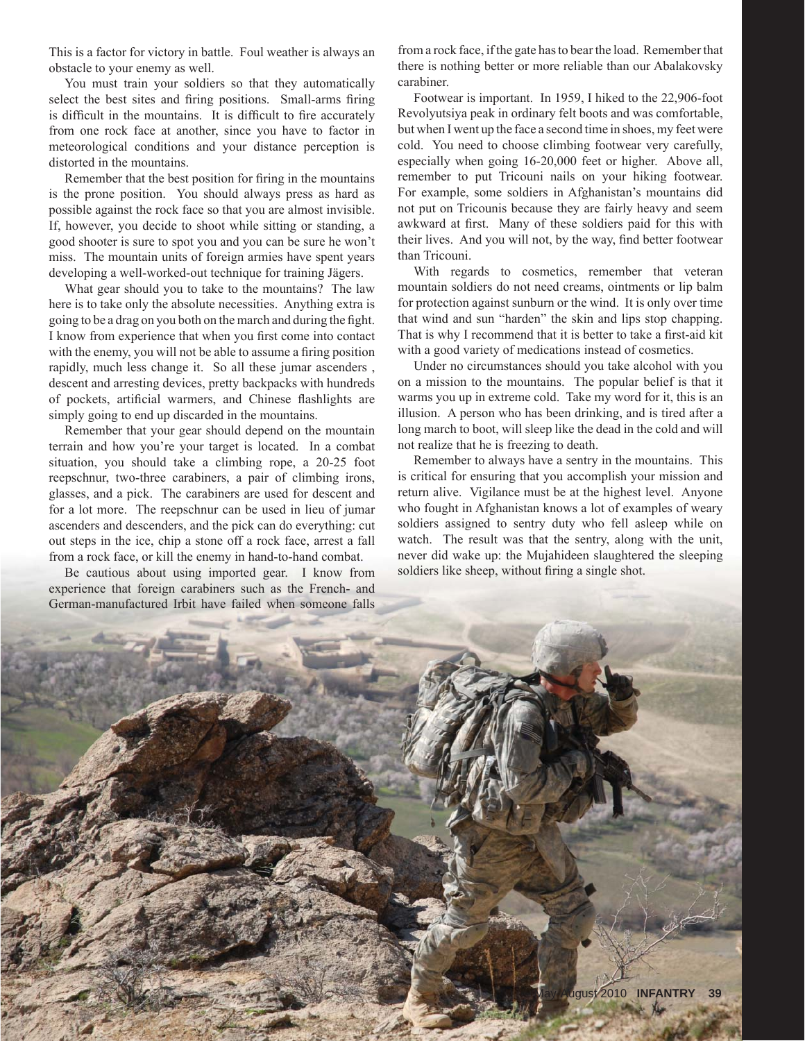This is a factor for victory in battle. Foul weather is always an obstacle to your enemy as well.

You must train your soldiers so that they automatically select the best sites and firing positions. Small-arms firing is difficult in the mountains. It is difficult to fire accurately from one rock face at another, since you have to factor in meteorological conditions and your distance perception is distorted in the mountains.

Remember that the best position for firing in the mountains is the prone position. You should always press as hard as possible against the rock face so that you are almost invisible. If, however, you decide to shoot while sitting or standing, a good shooter is sure to spot you and you can be sure he won't miss. The mountain units of foreign armies have spent years developing a well-worked-out technique for training Jägers.

What gear should you to take to the mountains? The law here is to take only the absolute necessities. Anything extra is going to be a drag on you both on the march and during the fight. I know from experience that when you first come into contact with the enemy, you will not be able to assume a firing position rapidly, much less change it. So all these jumar ascenders , descent and arresting devices, pretty backpacks with hundreds of pockets, artificial warmers, and Chinese flashlights are simply going to end up discarded in the mountains.

Remember that your gear should depend on the mountain terrain and how you're your target is located. In a combat situation, you should take a climbing rope, a 20-25 foot reepschnur, two-three carabiners, a pair of climbing irons, glasses, and a pick. The carabiners are used for descent and for a lot more. The reepschnur can be used in lieu of jumar ascenders and descenders, and the pick can do everything: cut out steps in the ice, chip a stone off a rock face, arrest a fall from a rock face, or kill the enemy in hand-to-hand combat.

Be cautious about using imported gear. I know from experience that foreign carabiners such as the French- and German-manufactured Irbit have failed when someone falls from a rock face, if the gate has to bear the load. Remember that there is nothing better or more reliable than our Abalakovsky carabiner.

Footwear is important. In 1959, I hiked to the 22,906-foot Revolyutsiya peak in ordinary felt boots and was comfortable, but when I went up the face a second time in shoes, my feet were cold. You need to choose climbing footwear very carefully, especially when going 16-20,000 feet or higher. Above all, remember to put Tricouni nails on your hiking footwear. For example, some soldiers in Afghanistan's mountains did not put on Tricounis because they are fairly heavy and seem awkward at first. Many of these soldiers paid for this with their lives. And you will not, by the way, find better footwear than Tricouni.

With regards to cosmetics, remember that veteran mountain soldiers do not need creams, ointments or lip balm for protection against sunburn or the wind. It is only over time that wind and sun "harden" the skin and lips stop chapping. That is why I recommend that it is better to take a first-aid kit with a good variety of medications instead of cosmetics.

Under no circumstances should you take alcohol with you on a mission to the mountains. The popular belief is that it warms you up in extreme cold. Take my word for it, this is an illusion. A person who has been drinking, and is tired after a long march to boot, will sleep like the dead in the cold and will not realize that he is freezing to death.

Remember to always have a sentry in the mountains. This is critical for ensuring that you accomplish your mission and return alive. Vigilance must be at the highest level. Anyone who fought in Afghanistan knows a lot of examples of weary soldiers assigned to sentry duty who fell asleep while on watch. The result was that the sentry, along with the unit, never did wake up: the Mujahideen slaughtered the sleeping soldiers like sheep, without firing a single shot.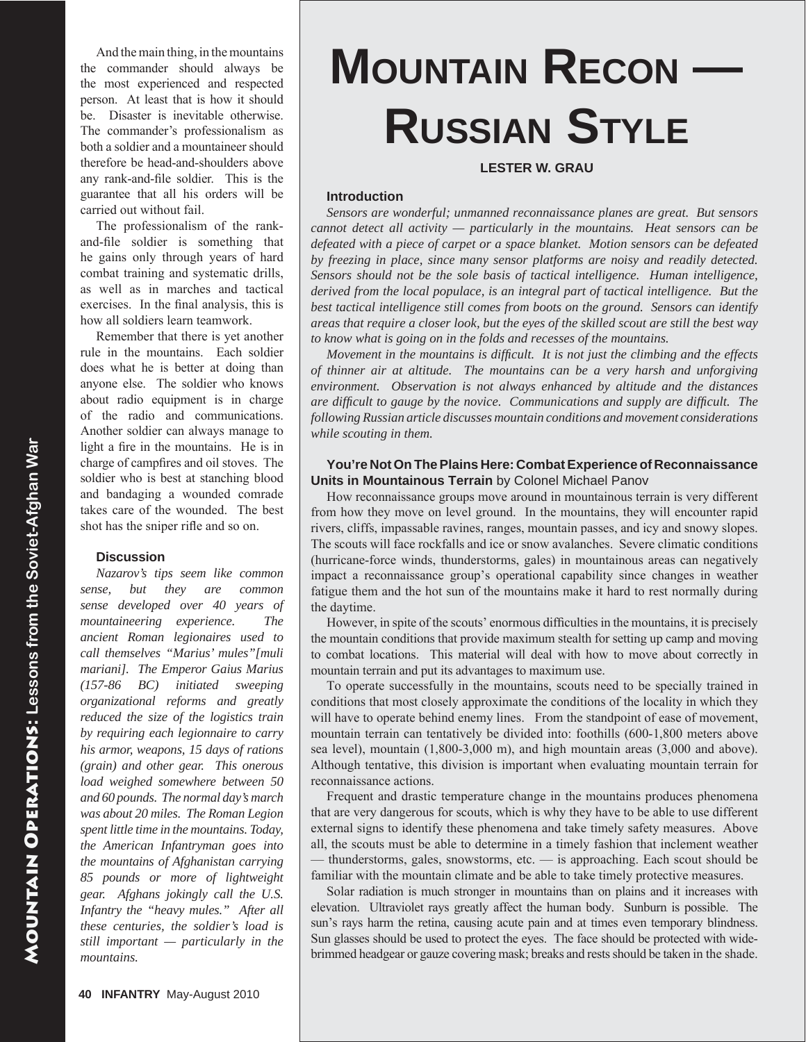And the main thing, in the mountains the commander should always be the most experienced and respected person. At least that is how it should be. Disaster is inevitable otherwise. The commander's professionalism as both a soldier and a mountaineer should therefore be head-and-shoulders above any rank-and-file soldier. This is the guarantee that all his orders will be carried out without fail.

The professionalism of the rank-and-file soldier is something that he gains only through years of hard combat training and systematic drills, as well as in marches and tactical exercises. In the final analysis, this is how all soldiers learn teamwork.

Remember that there is yet another rule in the mountains. Each soldier does what he is better at doing than anyone else. The soldier who knows about radio equipment is in charge of the radio and communications. Another soldier can always manage to light a fire in the mountains. He is in charge of campfires and oil stoves. The soldier who is best at stanching blood and bandaging a wounded comrade takes care of the wounded. The best shot has the sniper rifle and so on.

### Discussion

*Nazarov's tips seem like common sense, but they are common sense developed over 40 years of mountaineering experience. The ancient Roman legionaires used to call themselves "Marius' mules"[muli mariani]. The Emperor Gaius Marius (157-86 BC) initiated sweeping organizational reforms and greatly reduced the size of the logistics train by requiring each legionnaire to carry his armor, weapons, 15 days of rations (grain) and other gear. This onerous load weighed somewhere between 50 and 60 pounds. The normal day's march was about 20 miles. The Roman Legion spent little time in the mountains. Today, the American Infantryman goes into the mountains of Afghanistan carrying 85 pounds or more of lightweight gear. Afghans jokingly call the U.S. Infantry the "heavy mules." After all these centuries, the soldier's load is still important — particularly in the mountains.*

# Mountain Recon — Russian Style

**LESTER W. GRAU**

### Introduction

*Sensors are wonderful; unmanned reconnaissance planes are great. But sensors cannot detect all activity — particularly in the mountains. Heat sensors can be defeated with a piece of carpet or a space blanket. Motion sensors can be defeated by freezing in place, since many sensor platforms are noisy and readily detected. Sensors should not be the sole basis of tactical intelligence. Human intelligence, derived from the local populace, is an integral part of tactical intelligence. But the best tactical intelligence still comes from boots on the ground. Sensors can identify areas that require a closer look, but the eyes of the skilled scout are still the best way to know what is going on in the folds and recesses of the mountains.*

*Movement in the mountains is difficult. It is not just the climbing and the effects of thinner air at altitude. The mountains can be a very harsh and unforgiving environment. Observation is not always enhanced by altitude and the distances are difficult to gauge by the novice. Communications and supply are difficult. The following Russian article discusses mountain conditions and movement considerations while scouting in them.*

### You're Not On The Plains Here: Combat Experience of Reconnaissance Units in Mountainous Terrain by Colonel Michael Panov

How reconnaissance groups move around in mountainous terrain is very different from how they move on level ground. In the mountains, they will encounter rapid rivers, cliffs, impassable ravines, ranges, mountain passes, and icy and snowy slopes. The scouts will face rockfalls and ice or snow avalanches. Severe climatic conditions (hurricane-force winds, thunderstorms, gales) in mountainous areas can negatively impact a reconnaissance group's operational capability since changes in weather fatigue them and the hot sun of the mountains make it hard to rest normally during the daytime.

However, in spite of the scouts' enormous difficulties in the mountains, it is precisely the mountain conditions that provide maximum stealth for setting up camp and moving to combat locations. This material will deal with how to move about correctly in mountain terrain and put its advantages to maximum use.

To operate successfully in the mountains, scouts need to be specially trained in conditions that most closely approximate the conditions of the locality in which they will have to operate behind enemy lines. From the standpoint of ease of movement, mountain terrain can tentatively be divided into: foothills (600-1,800 meters above sea level), mountain (1,800-3,000 m), and high mountain areas (3,000 and above). Although tentative, this division is important when evaluating mountain terrain for reconnaissance actions.

Frequent and drastic temperature change in the mountains produces phenomena that are very dangerous for scouts, which is why they have to be able to use different external signs to identify these phenomena and take timely safety measures. Above all, the scouts must be able to determine in a timely fashion that inclement weather — thunderstorms, gales, snowstorms, etc. — is approaching. Each scout should be familiar with the mountain climate and be able to take timely protective measures.

Solar radiation is much stronger in mountains than on plains and it increases with elevation. Ultraviolet rays greatly affect the human body. Sunburn is possible. The sun's rays harm the retina, causing acute pain and at times even temporary blindness. Sun glasses should be used to protect the eyes. The face should be protected with wide-brimmed headgear or gauze covering mask; breaks and rests should be taken in the shade.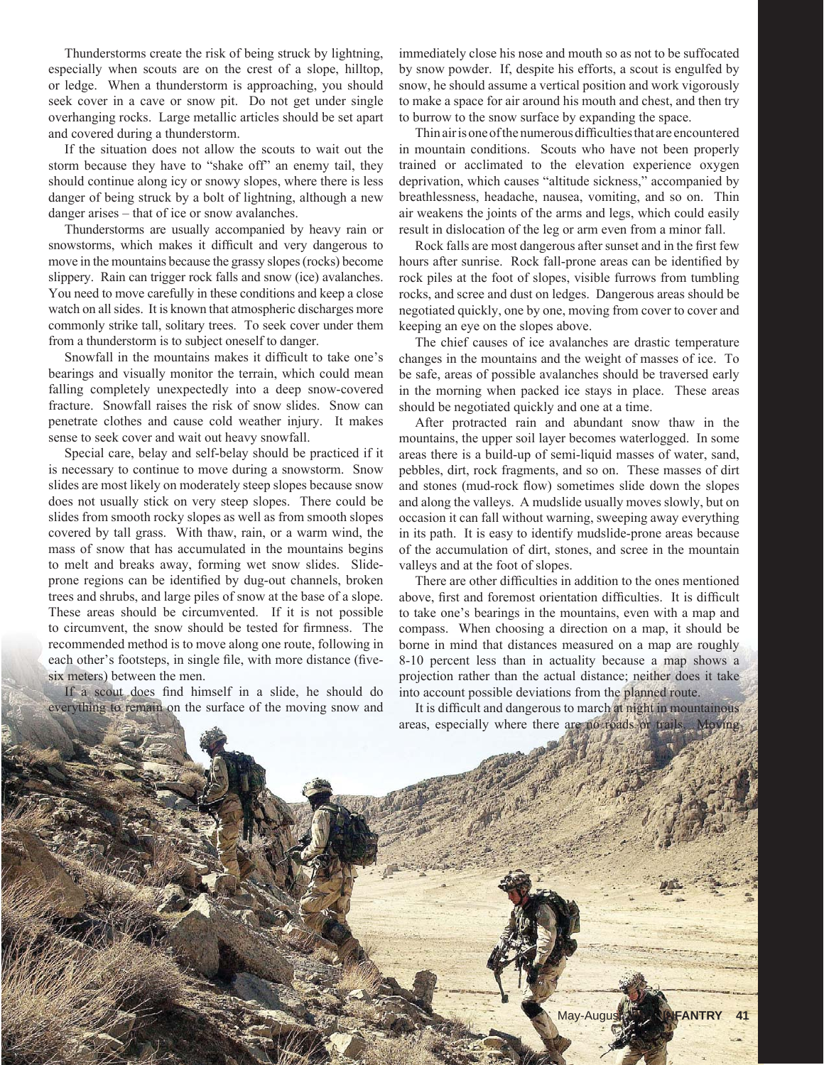Thunderstorms create the risk of being struck by lightning, especially when scouts are on the crest of a slope, hilltop, or ledge. When a thunderstorm is approaching, you should seek cover in a cave or snow pit. Do not get under single overhanging rocks. Large metallic articles should be set apart and covered during a thunderstorm.

If the situation does not allow the scouts to wait out the storm because they have to "shake off" an enemy tail, they should continue along icy or snowy slopes, where there is less danger of being struck by a bolt of lightning, although a new danger arises – that of ice or snow avalanches.

Thunderstorms are usually accompanied by heavy rain or snowstorms, which makes it difficult and very dangerous to move in the mountains because the grassy slopes (rocks) become slippery. Rain can trigger rock falls and snow (ice) avalanches. You need to move carefully in these conditions and keep a close watch on all sides. It is known that atmospheric discharges more commonly strike tall, solitary trees. To seek cover under them from a thunderstorm is to subject oneself to danger.

Snowfall in the mountains makes it difficult to take one's bearings and visually monitor the terrain, which could mean falling completely unexpectedly into a deep snow-covered fracture. Snowfall raises the risk of snow slides. Snow can penetrate clothes and cause cold weather injury. It makes sense to seek cover and wait out heavy snowfall.

Special care, belay and self-belay should be practiced if it is necessary to continue to move during a snowstorm. Snow slides are most likely on moderately steep slopes because snow does not usually stick on very steep slopes. There could be slides from smooth rocky slopes as well as from smooth slopes covered by tall grass. With thaw, rain, or a warm wind, the mass of snow that has accumulated in the mountains begins to melt and breaks away, forming wet snow slides. Slide-prone regions can be identified by dug-out channels, broken trees and shrubs, and large piles of snow at the base of a slope. These areas should be circumvented. If it is not possible to circumvent, the snow should be tested for firmness. The recommended method is to move along one route, following in each other's footsteps, in single file, with more distance (five-six meters) between the men.

If a scout does find himself in a slide, he should do everything to remain on the surface of the moving snow and immediately close his nose and mouth so as not to be suffocated by snow powder. If, despite his efforts, a scout is engulfed by snow, he should assume a vertical position and work vigorously to make a space for air around his mouth and chest, and then try to burrow to the snow surface by expanding the space.

Thin air is one of the numerous difficulties that are encountered in mountain conditions. Scouts who have not been properly trained or acclimated to the elevation experience oxygen deprivation, which causes "altitude sickness," accompanied by breathlessness, headache, nausea, vomiting, and so on. Thin air weakens the joints of the arms and legs, which could easily result in dislocation of the leg or arm even from a minor fall.

Rock falls are most dangerous after sunset and in the first few hours after sunrise. Rock fall-prone areas can be identified by rock piles at the foot of slopes, visible furrows from tumbling rocks, and scree and dust on ledges. Dangerous areas should be negotiated quickly, one by one, moving from cover to cover and keeping an eye on the slopes above.

The chief causes of ice avalanches are drastic temperature changes in the mountains and the weight of masses of ice. To be safe, areas of possible avalanches should be traversed early in the morning when packed ice stays in place. These areas should be negotiated quickly and one at a time.

After protracted rain and abundant snow thaw in the mountains, the upper soil layer becomes waterlogged. In some areas there is a build-up of semi-liquid masses of water, sand, pebbles, dirt, rock fragments, and so on. These masses of dirt and stones (mud-rock flow) sometimes slide down the slopes and along the valleys. A mudslide usually moves slowly, but on occasion it can fall without warning, sweeping away everything in its path. It is easy to identify mudslide-prone areas because of the accumulation of dirt, stones, and scree in the mountain valleys and at the foot of slopes.

There are other difficulties in addition to the ones mentioned above, first and foremost orientation difficulties. It is difficult to take one's bearings in the mountains, even with a map and compass. When choosing a direction on a map, it should be borne in mind that distances measured on a map are roughly 8-10 percent less than in actuality because a map shows a projection rather than the actual distance; neither does it take into account possible deviations from the planned route.

It is difficult and dangerous to march at night in mountainous areas, especially where there are no roads or trails. Moving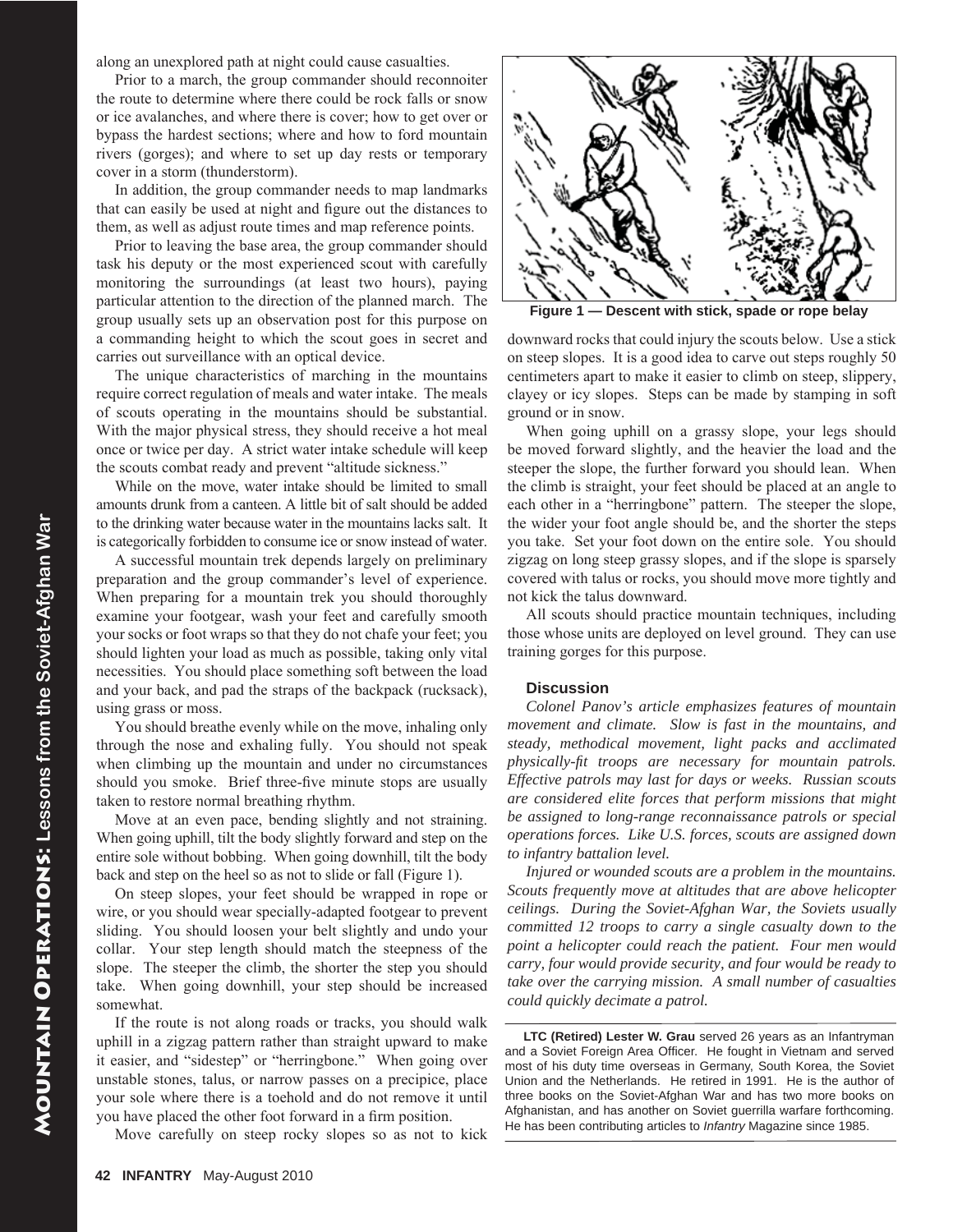along an unexplored path at night could cause casualties.

Prior to a march, the group commander should reconnoiter the route to determine where there could be rock falls or snow or ice avalanches, and where there is cover; how to get over or bypass the hardest sections; where and how to ford mountain rivers (gorges); and where to set up day rests or temporary cover in a storm (thunderstorm).

In addition, the group commander needs to map landmarks that can easily be used at night and figure out the distances to them, as well as adjust route times and map reference points.

Prior to leaving the base area, the group commander should task his deputy or the most experienced scout with carefully monitoring the surroundings (at least two hours), paying particular attention to the direction of the planned march. The group usually sets up an observation post for this purpose on a commanding height to which the scout goes in secret and carries out surveillance with an optical device.

The unique characteristics of marching in the mountains require correct regulation of meals and water intake. The meals of scouts operating in the mountains should be substantial. With the major physical stress, they should receive a hot meal once or twice per day. A strict water intake schedule will keep the scouts combat ready and prevent "altitude sickness."

While on the move, water intake should be limited to small amounts drunk from a canteen. A little bit of salt should be added to the drinking water because water in the mountains lacks salt. It is categorically forbidden to consume ice or snow instead of water.

A successful mountain trek depends largely on preliminary preparation and the group commander's level of experience. When preparing for a mountain trek you should thoroughly examine your footgear, wash your feet and carefully smooth your socks or foot wraps so that they do not chafe your feet; you should lighten your load as much as possible, taking only vital necessities. You should place something soft between the load and your back, and pad the straps of the backpack (rucksack), using grass or moss.

You should breathe evenly while on the move, inhaling only through the nose and exhaling fully. You should not speak when climbing up the mountain and under no circumstances should you smoke. Brief three-five minute stops are usually taken to restore normal breathing rhythm.

Move at an even pace, bending slightly and not straining. When going uphill, tilt the body slightly forward and step on the entire sole without bobbing. When going downhill, tilt the body back and step on the heel so as not to slide or fall (Figure 1).

On steep slopes, your feet should be wrapped in rope or wire, or you should wear specially-adapted footgear to prevent sliding. You should loosen your belt slightly and undo your collar. Your step length should match the steepness of the slope. The steeper the climb, the shorter the step you should take. When going downhill, your step should be increased somewhat.

If the route is not along roads or tracks, you should walk uphill in a zigzag pattern rather than straight upward to make it easier, and "sidestep" or "herringbone." When going over unstable stones, talus, or narrow passes on a precipice, place your sole where there is a toehold and do not remove it until you have placed the other foot forward in a firm position.

Move carefully on steep rocky slopes so as not to kick downward rocks that could injure the scouts below. Use a stick on steep slopes. It is a good idea to carve out steps roughly 50 centimeters apart to make it easier to climb on steep, slippery, clayey or icy slopes. Steps can be made by stamping in soft ground or in snow.

**Figure 1 — Descent with stick, spade or rope belay**

When going uphill on a grassy slope, your legs should be moved forward slightly, and the heavier the load and the steeper the slope, the further forward you should lean. When the climb is straight, your feet should be placed at an angle to each other in a "herringbone" pattern. The steeper the slope, the wider your foot angle should be, and the shorter the steps you take. Set your foot down on the entire sole. You should zigzag on long steep grassy slopes, and if the slope is sparsely covered with talus or rocks, you should move more tightly and not kick the talus downward.

All scouts should practice mountain techniques, including those whose units are deployed on level ground. They can use training gorges for this purpose.

### Discussion

*Colonel Panov's article emphasizes features of mountain movement and climate. Slow is fast in the mountains, and steady, methodical movement, light packs and acclimated physically-fit troops are necessary for mountain patrols. Effective patrols may last for days or weeks. Russian scouts are considered elite forces that perform missions that might be assigned to long-range reconnaissance patrols or special operations forces. Like U.S. forces, scouts are assigned down to infantry battalion level.*

*Injured or wounded scouts are a problem in the mountains. Scouts frequently move at altitudes that are above helicopter ceilings. During the Soviet-Afghan War, the Soviets usually committed 12 troops to carry a single casualty down to the point a helicopter could reach the patient. Four men would carry, four would provide security, and four would be ready to take over the carrying mission. A small number of casualties could quickly decimate a patrol.*

---

**LTC (Retired) Lester W. Grau** served 26 years as an Infantryman and a Soviet Foreign Area Officer. He fought in Vietnam and served most of his duty time overseas in Germany, South Korea, the Soviet Union and the Netherlands. He retired in 1991. He is the author of three books on the Soviet-Afghan War and has two more books on Afghanistan, and has another on Soviet guerrilla warfare forthcoming. He has been contributing articles to *Infantry* Magazine since 1985.